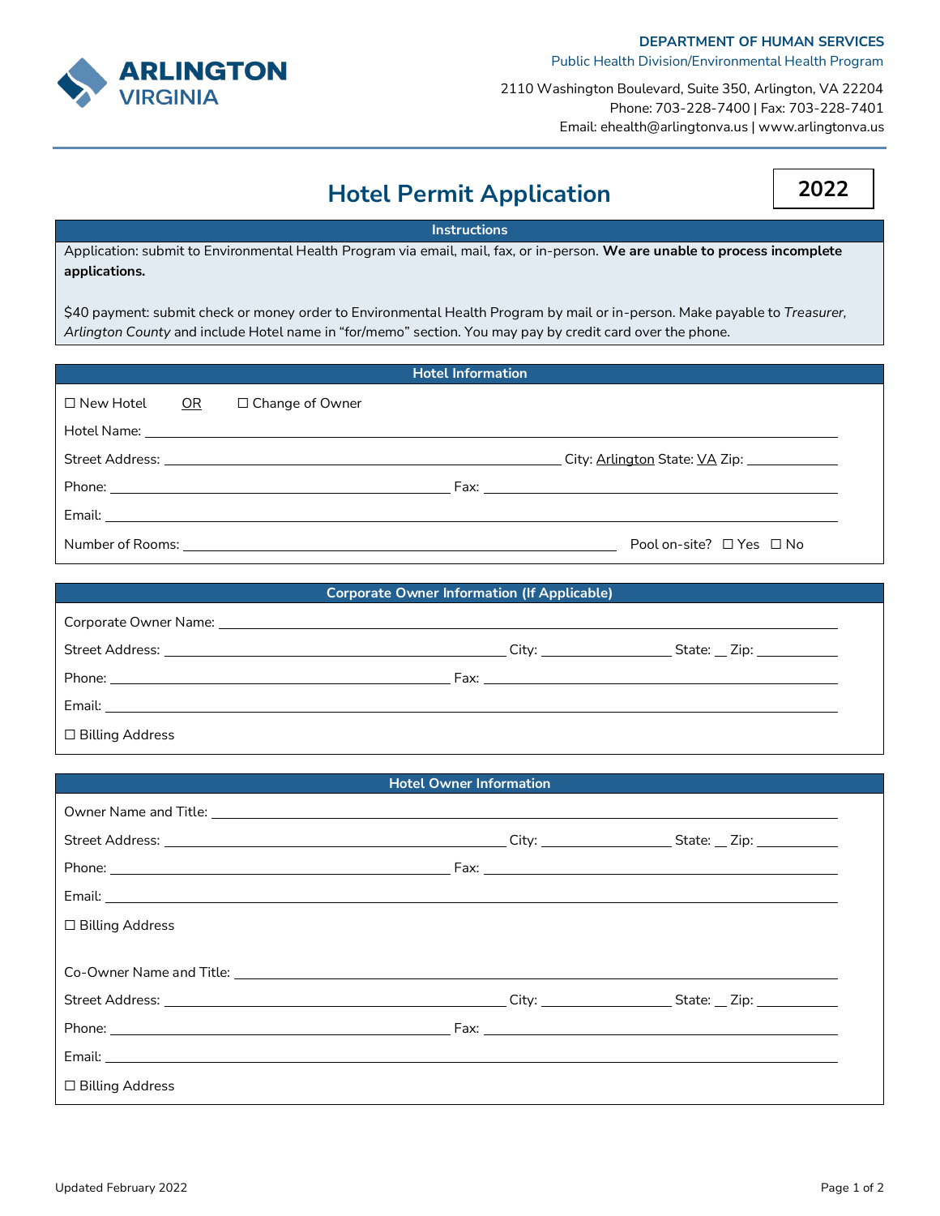**DEPARTMENT OF HUMAN SERVICES**
Public Health Division/Environmental Health Program

2110 Washington Boulevard, Suite 350, Arlington, VA 22204
Phone: 703-228-7400 | Fax: 703-228-7401
Email: ehealth@arlingtonva.us | www.arlingtonva.us

ARLINGTON VIRGINIA

# Hotel Permit Application

**2022**

## Instructions

Application: submit to Environmental Health Program via email, mail, fax, or in-person. **We are unable to process incomplete applications.**

$40 payment: submit check or money order to Environmental Health Program by mail or in-person. Make payable to *Treasurer, Arlington County* and include Hotel name in "for/memo" section. You may pay by credit card over the phone.

## Hotel Information

☐ New Hotel OR ☐ Change of Owner

Hotel Name: ______________________________

Street Address: ______________________________ City: Arlington State: VA Zip: __________

Phone: ______________________________ Fax: ______________________________

Email: ______________________________

Number of Rooms: ______________________________ Pool on-site? ☐ Yes ☐ No

## Corporate Owner Information (If Applicable)

Corporate Owner Name: ______________________________

Street Address: ______________________________ City: __________ State: __ Zip: __________

Phone: ______________________________ Fax: ______________________________

Email: ______________________________

☐ Billing Address

## Hotel Owner Information

Owner Name and Title: ______________________________

Street Address: ______________________________ City: __________ State: __ Zip: __________

Phone: ______________________________ Fax: ______________________________

Email: ______________________________

☐ Billing Address

Co-Owner Name and Title: ______________________________

Street Address: ______________________________ City: __________ State: __ Zip: __________

Phone: ______________________________ Fax: ______________________________

Email: ______________________________

☐ Billing Address

Updated February 2022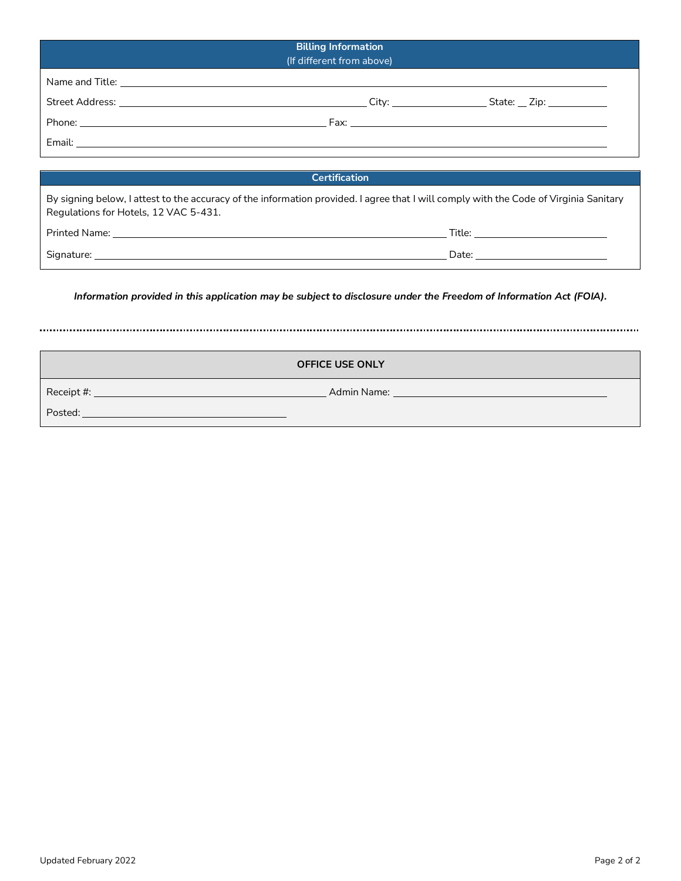## Billing Information
(If different from above)

Name and Title: ______________________________

Street Address: ______________________________ City: ______________ State: __ Zip: __________

Phone: ______________________________ Fax: ______________________________

Email: ______________________________

## Certification

By signing below, I attest to the accuracy of the information provided. I agree that I will comply with the Code of Virginia Sanitary Regulations for Hotels, 12 VAC 5-431.

Printed Name: ______________________________ Title: ______________

Signature: ______________________________ Date: ______________

***Information provided in this application may be subject to disclosure under the Freedom of Information Act (FOIA).***

## OFFICE USE ONLY

Receipt #: ______________________________ Admin Name: ______________________________

Posted: ______________________________

Updated February 2022